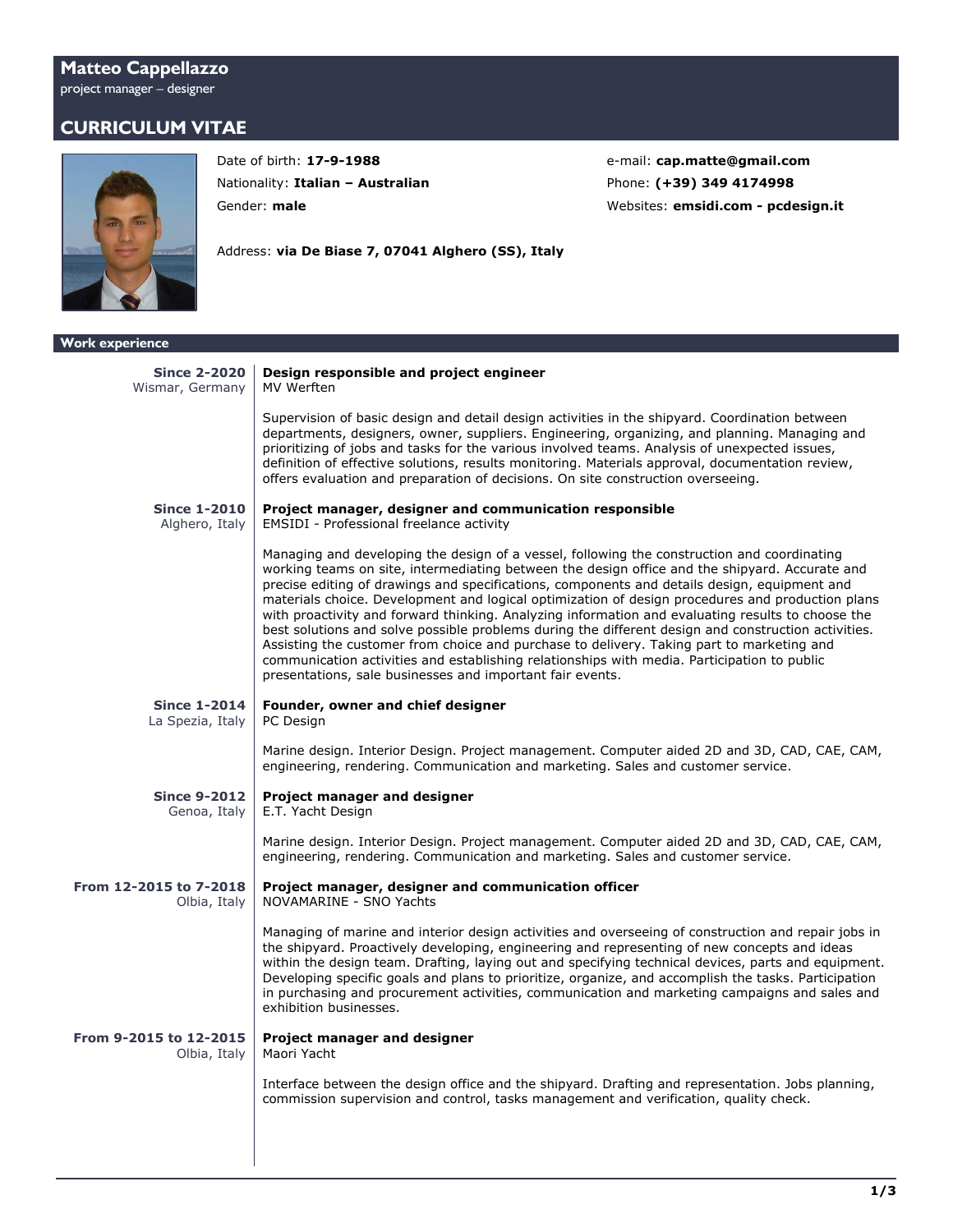# Matteo Cappellazzo

project manager – designer

## CURRICULUM VITAE

Date of birth: **17-9-1988**
Nationality: **Italian – Australian**
Gender: **male**

Address: **via De Biase 7, 07041 Alghero (SS), Italy**

e-mail: **cap.matte@gmail.com**
Phone: **(+39) 349 4174998**
Websites: **emsidi.com - pcdesign.it**

## Work experience

**Since 2-2020**
Wismar, Germany

**Design responsible and project engineer**
MV Werften

Supervision of basic design and detail design activities in the shipyard. Coordination between departments, designers, owner, suppliers. Engineering, organizing, and planning. Managing and prioritizing of jobs and tasks for the various involved teams. Analysis of unexpected issues, definition of effective solutions, results monitoring. Materials approval, documentation review, offers evaluation and preparation of decisions. On site construction overseeing.

**Since 1-2010**
Alghero, Italy

**Project manager, designer and communication responsible**
EMSIDI - Professional freelance activity

Managing and developing the design of a vessel, following the construction and coordinating working teams on site, intermediating between the design office and the shipyard. Accurate and precise editing of drawings and specifications, components and details design, equipment and materials choice. Development and logical optimization of design procedures and production plans with proactivity and forward thinking. Analyzing information and evaluating results to choose the best solutions and solve possible problems during the different design and construction activities. Assisting the customer from choice and purchase to delivery. Taking part to marketing and communication activities and establishing relationships with media. Participation to public presentations, sale businesses and important fair events.

**Since 1-2014**
La Spezia, Italy

**Founder, owner and chief designer**
PC Design

Marine design. Interior Design. Project management. Computer aided 2D and 3D, CAD, CAE, CAM, engineering, rendering. Communication and marketing. Sales and customer service.

**Since 9-2012**
Genoa, Italy

**Project manager and designer**
E.T. Yacht Design

Marine design. Interior Design. Project management. Computer aided 2D and 3D, CAD, CAE, CAM, engineering, rendering. Communication and marketing. Sales and customer service.

**From 12-2015 to 7-2018**
Olbia, Italy

**Project manager, designer and communication officer**
NOVAMARINE - SNO Yachts

Managing of marine and interior design activities and overseeing of construction and repair jobs in the shipyard. Proactively developing, engineering and representing of new concepts and ideas within the design team. Drafting, laying out and specifying technical devices, parts and equipment. Developing specific goals and plans to prioritize, organize, and accomplish the tasks. Participation in purchasing and procurement activities, communication and marketing campaigns and sales and exhibition businesses.

**From 9-2015 to 12-2015**
Olbia, Italy

**Project manager and designer**
Maori Yacht

Interface between the design office and the shipyard. Drafting and representation. Jobs planning, commission supervision and control, tasks management and verification, quality check.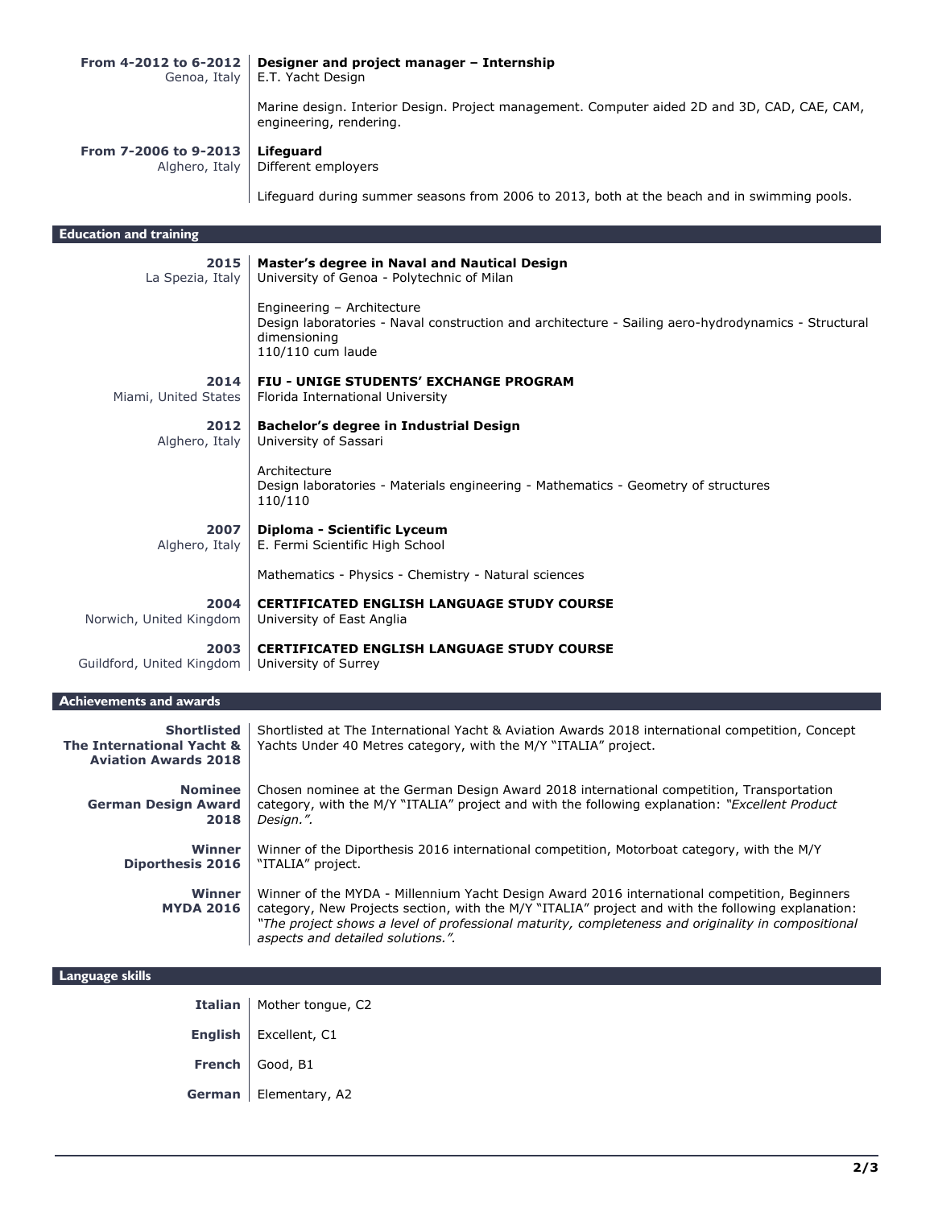**From 4-2012 to 6-2012**
Genoa, Italy

**Designer and project manager – Internship**
E.T. Yacht Design

Marine design. Interior Design. Project management. Computer aided 2D and 3D, CAD, CAE, CAM, engineering, rendering.

**From 7-2006 to 9-2013**
Alghero, Italy

**Lifeguard**
Different employers

Lifeguard during summer seasons from 2006 to 2013, both at the beach and in swimming pools.

## Education and training

**2015**
La Spezia, Italy

**Master's degree in Naval and Nautical Design**
University of Genoa - Polytechnic of Milan

Engineering – Architecture
Design laboratories - Naval construction and architecture - Sailing aero-hydrodynamics - Structural dimensioning
110/110 cum laude

**2014**
Miami, United States

**FIU - UNIGE STUDENTS' EXCHANGE PROGRAM**
Florida International University

**2012**
Alghero, Italy

**Bachelor's degree in Industrial Design**
University of Sassari

Architecture
Design laboratories - Materials engineering - Mathematics - Geometry of structures
110/110

**2007**
Alghero, Italy

**Diploma - Scientific Lyceum**
E. Fermi Scientific High School

Mathematics - Physics - Chemistry - Natural sciences

**2004**
Norwich, United Kingdom

**CERTIFICATED ENGLISH LANGUAGE STUDY COURSE**
University of East Anglia

**2003**
Guildford, United Kingdom

**CERTIFICATED ENGLISH LANGUAGE STUDY COURSE**
University of Surrey

## Achievements and awards

**Shortlisted**
**The International Yacht & Aviation Awards 2018**

Shortlisted at The International Yacht & Aviation Awards 2018 international competition, Concept Yachts Under 40 Metres category, with the M/Y "ITALIA" project.

**Nominee**
**German Design Award 2018**

Chosen nominee at the German Design Award 2018 international competition, Transportation category, with the M/Y "ITALIA" project and with the following explanation: *"Excellent Product Design."*.

**Winner**
**Diporthesis 2016**

Winner of the Diporthesis 2016 international competition, Motorboat category, with the M/Y "ITALIA" project.

**Winner**
**MYDA 2016**

Winner of the MYDA - Millennium Yacht Design Award 2016 international competition, Beginners category, New Projects section, with the M/Y "ITALIA" project and with the following explanation: *"The project shows a level of professional maturity, completeness and originality in compositional aspects and detailed solutions."*.

## Language skills

**Italian** | Mother tongue, C2

**English** | Excellent, C1

**French** | Good, B1

**German** | Elementary, A2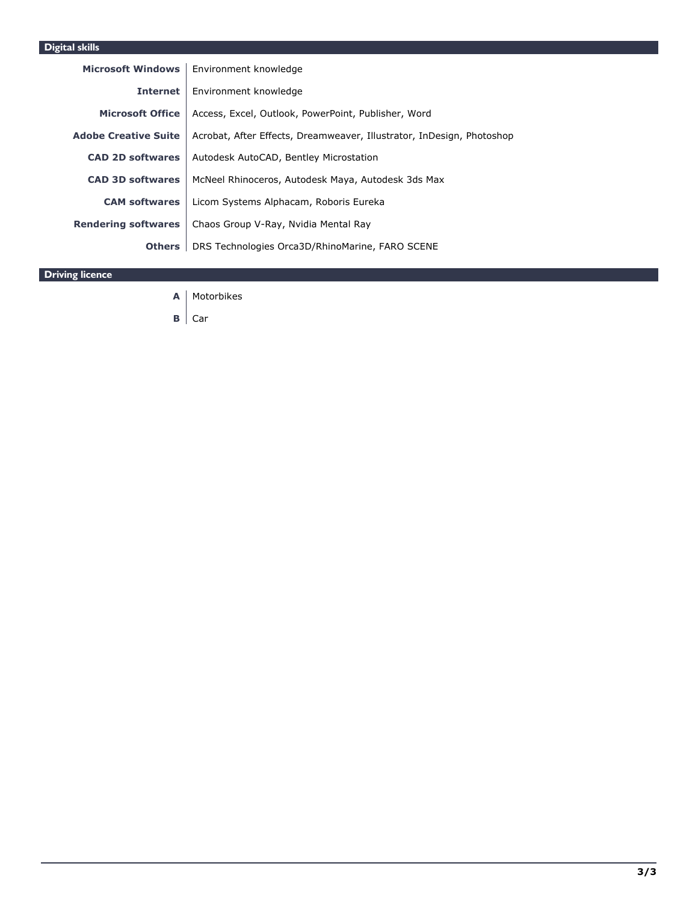## Digital skills

| | |
|---|---|
| **Microsoft Windows** | Environment knowledge |
| **Internet** | Environment knowledge |
| **Microsoft Office** | Access, Excel, Outlook, PowerPoint, Publisher, Word |
| **Adobe Creative Suite** | Acrobat, After Effects, Dreamweaver, Illustrator, InDesign, Photoshop |
| **CAD 2D softwares** | Autodesk AutoCAD, Bentley Microstation |
| **CAD 3D softwares** | McNeel Rhinoceros, Autodesk Maya, Autodesk 3ds Max |
| **CAM softwares** | Licom Systems Alphacam, Roboris Eureka |
| **Rendering softwares** | Chaos Group V-Ray, Nvidia Mental Ray |
| **Others** | DRS Technologies Orca3D/RhinoMarine, FARO SCENE |

## Driving licence

| | |
|---|---|
| **A** | Motorbikes |
| **B** | Car |